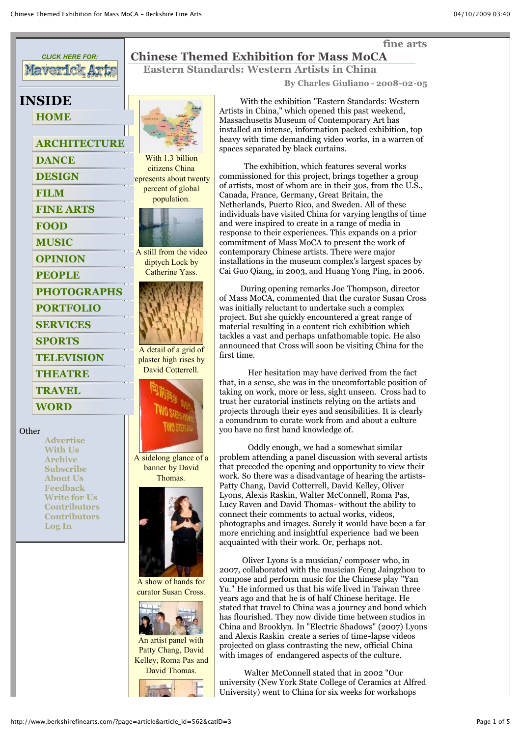# Chinese Themed Exhibition for Mass MoCA

## Eastern Standards: Western Artists in China

By Charles Giuliano - 2008-02-05

With 1.3 billion citizens China represents about twenty percent of global population.

A still from the video diptych Lock by Catherine Yass.

A detail of a grid of plaster high rises by David Cotterrell.

A sidelong glance of a banner by David Thomas.

A show of hands for curator Susan Cross.

An artist panel with Patty Chang, David Kelley, Roma Pas and David Thomas.

With the exhibition "Eastern Standards: Western Artists in China," which opened this past weekend, Massachusetts Museum of Contemporary Art has installed an intense, information packed exhibition, top heavy with time demanding video works, in a warren of spaces separated by black curtains.

The exhibition, which features several works commissioned for this project, brings together a group of artists, most of whom are in their 30s, from the U.S., Canada, France, Germany, Great Britain, the Netherlands, Puerto Rico, and Sweden. All of these individuals have visited China for varying lengths of time and were inspired to create in a range of media in response to their experiences. This expands on a prior commitment of Mass MoCA to present the work of contemporary Chinese artists. There were major installations in the museum complex's largest spaces by Cai Guo Qiang, in 2003, and Huang Yong Ping, in 2006.

During opening remarks Joe Thompson, director of Mass MoCA, commented that the curator Susan Cross was initially reluctant to undertake such a complex project. But she quickly encountered a great range of material resulting in a content rich exhibition which tackles a vast and perhaps unfathomable topic. He also announced that Cross will soon be visiting China for the first time.

Her hesitation may have derived from the fact that, in a sense, she was in the uncomfortable position of taking on work, more or less, sight unseen. Cross had to trust her curatorial instincts relying on the artists and projects through their eyes and sensibilities. It is clearly a conundrum to curate work from and about a culture you have no first hand knowledge of.

Oddly enough, we had a somewhat similar problem attending a panel discussion with several artists that preceded the opening and opportunity to view their work. So there was a disadvantage of hearing the artists- Patty Chang, David Cotterrell, David Kelley, Oliver Lyons, Alexis Raskin, Walter McConnell, Roma Pas, Lucy Raven and David Thomas- without the ability to connect their comments to actual works, videos, photographs and images. Surely it would have been a far more enriching and insightful experience had we been acquainted with their work. Or, perhaps not.

Oliver Lyons is a musician/ composer who, in 2007, collaborated with the musician Feng Jaingzhou to compose and perform music for the Chinese play "Yan Yu." He informed us that his wife lived in Taiwan three years ago and that he is of half Chinese heritage. He stated that travel to China was a journey and bond which has flourished. They now divide time between studios in China and Brooklyn. In "Electric Shadows" (2007) Lyons and Alexis Raskin create a series of time-lapse videos projected on glass contrasting the new, official China with images of endangered aspects of the culture.

Walter McConnell stated that in 2002 "Our university (New York State College of Ceramics at Alfred University) went to China for six weeks for workshops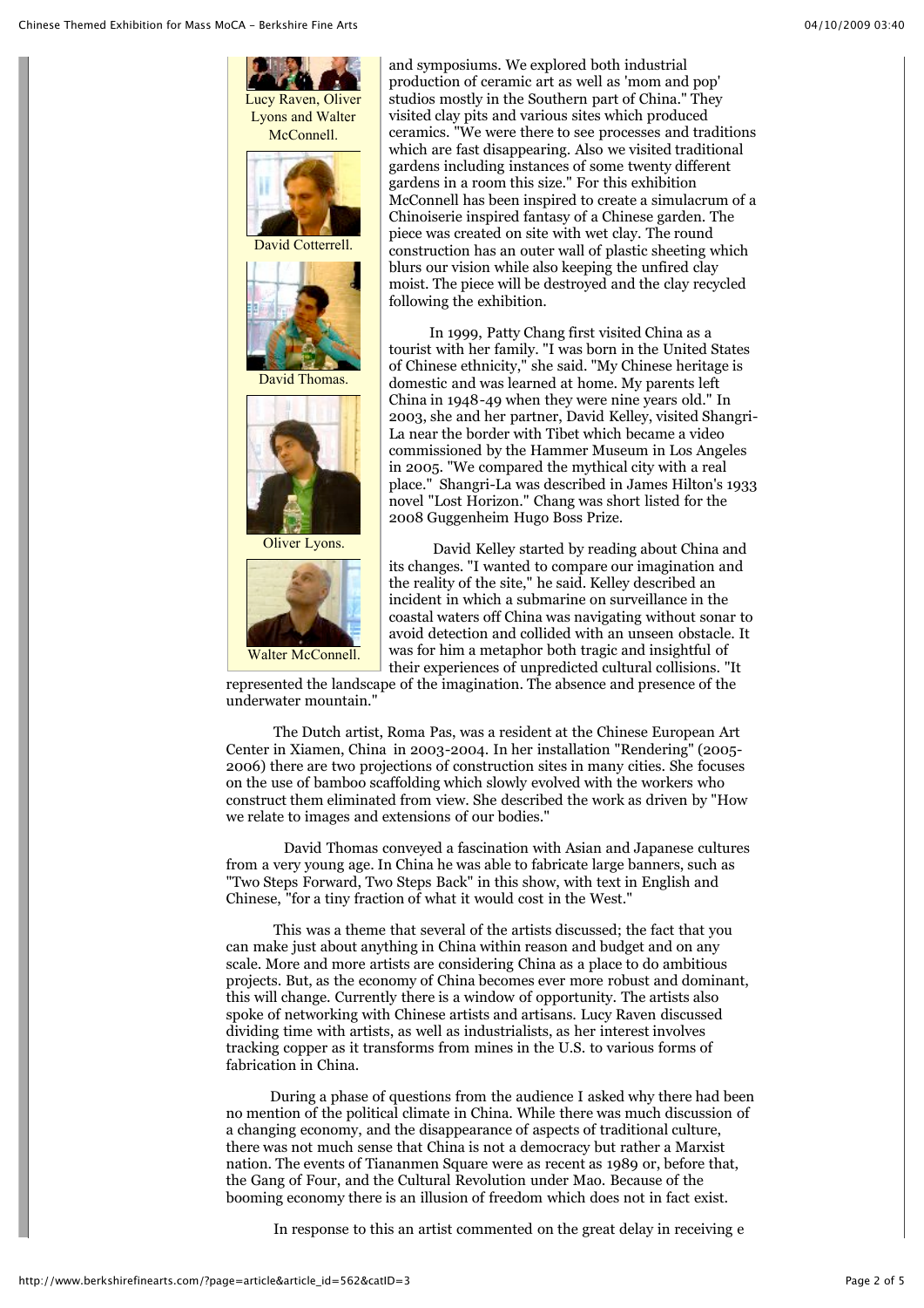Lucy Raven, Oliver Lyons and Walter McConnell.

David Cotterrell.

David Thomas.

Oliver Lyons.

Walter McConnell.

and symposiums. We explored both industrial production of ceramic art as well as 'mom and pop' studios mostly in the Southern part of China." They visited clay pits and various sites which produced ceramics. "We were there to see processes and traditions which are fast disappearing. Also we visited traditional gardens including instances of some twenty different gardens in a room this size." For this exhibition McConnell has been inspired to create a simulacrum of a Chinoiserie inspired fantasy of a Chinese garden. The piece was created on site with wet clay. The round construction has an outer wall of plastic sheeting which blurs our vision while also keeping the unfired clay moist. The piece will be destroyed and the clay recycled following the exhibition.

In 1999, Patty Chang first visited China as a tourist with her family. "I was born in the United States of Chinese ethnicity," she said. "My Chinese heritage is domestic and was learned at home. My parents left China in 1948-49 when they were nine years old." In 2003, she and her partner, David Kelley, visited Shangri-La near the border with Tibet which became a video commissioned by the Hammer Museum in Los Angeles in 2005. "We compared the mythical city with a real place." Shangri-La was described in James Hilton's 1933 novel "Lost Horizon." Chang was short listed for the 2008 Guggenheim Hugo Boss Prize.

David Kelley started by reading about China and its changes. "I wanted to compare our imagination and the reality of the site," he said. Kelley described an incident in which a submarine on surveillance in the coastal waters off China was navigating without sonar to avoid detection and collided with an unseen obstacle. It was for him a metaphor both tragic and insightful of their experiences of unpredicted cultural collisions. "It represented the landscape of the imagination. The absence and presence of the underwater mountain."

The Dutch artist, Roma Pas, was a resident at the Chinese European Art Center in Xiamen, China in 2003-2004. In her installation "Rendering" (2005-2006) there are two projections of construction sites in many cities. She focuses on the use of bamboo scaffolding which slowly evolved with the workers who construct them eliminated from view. She described the work as driven by "How we relate to images and extensions of our bodies."

David Thomas conveyed a fascination with Asian and Japanese cultures from a very young age. In China he was able to fabricate large banners, such as "Two Steps Forward, Two Steps Back" in this show, with text in English and Chinese, "for a tiny fraction of what it would cost in the West."

This was a theme that several of the artists discussed; the fact that you can make just about anything in China within reason and budget and on any scale. More and more artists are considering China as a place to do ambitious projects. But, as the economy of China becomes ever more robust and dominant, this will change. Currently there is a window of opportunity. The artists also spoke of networking with Chinese artists and artisans. Lucy Raven discussed dividing time with artists, as well as industrialists, as her interest involves tracking copper as it transforms from mines in the U.S. to various forms of fabrication in China.

During a phase of questions from the audience I asked why there had been no mention of the political climate in China. While there was much discussion of a changing economy, and the disappearance of aspects of traditional culture, there was not much sense that China is not a democracy but rather a Marxist nation. The events of Tiananmen Square were as recent as 1989 or, before that, the Gang of Four, and the Cultural Revolution under Mao. Because of the booming economy there is an illusion of freedom which does not in fact exist.

In response to this an artist commented on the great delay in receiving e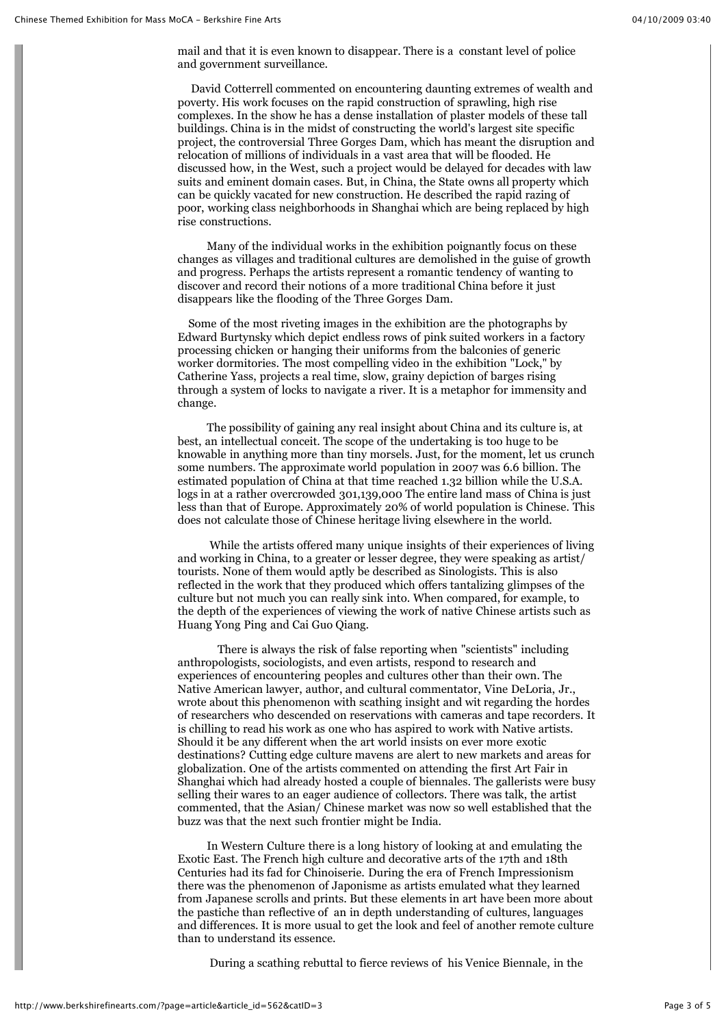mail and that it is even known to disappear. There is a constant level of police and government surveillance.

David Cotterrell commented on encountering daunting extremes of wealth and poverty. His work focuses on the rapid construction of sprawling, high rise complexes. In the show he has a dense installation of plaster models of these tall buildings. China is in the midst of constructing the world's largest site specific project, the controversial Three Gorges Dam, which has meant the disruption and relocation of millions of individuals in a vast area that will be flooded. He discussed how, in the West, such a project would be delayed for decades with law suits and eminent domain cases. But, in China, the State owns all property which can be quickly vacated for new construction. He described the rapid razing of poor, working class neighborhoods in Shanghai which are being replaced by high rise constructions.

Many of the individual works in the exhibition poignantly focus on these changes as villages and traditional cultures are demolished in the guise of growth and progress. Perhaps the artists represent a romantic tendency of wanting to discover and record their notions of a more traditional China before it just disappears like the flooding of the Three Gorges Dam.

Some of the most riveting images in the exhibition are the photographs by Edward Burtynsky which depict endless rows of pink suited workers in a factory processing chicken or hanging their uniforms from the balconies of generic worker dormitories. The most compelling video in the exhibition "Lock," by Catherine Yass, projects a real time, slow, grainy depiction of barges rising through a system of locks to navigate a river. It is a metaphor for immensity and change.

The possibility of gaining any real insight about China and its culture is, at best, an intellectual conceit. The scope of the undertaking is too huge to be knowable in anything more than tiny morsels. Just, for the moment, let us crunch some numbers. The approximate world population in 2007 was 6.6 billion. The estimated population of China at that time reached 1.32 billion while the U.S.A. logs in at a rather overcrowded 301,139,000 The entire land mass of China is just less than that of Europe. Approximately 20% of world population is Chinese. This does not calculate those of Chinese heritage living elsewhere in the world.

While the artists offered many unique insights of their experiences of living and working in China, to a greater or lesser degree, they were speaking as artist/ tourists. None of them would aptly be described as Sinologists. This is also reflected in the work that they produced which offers tantalizing glimpses of the culture but not much you can really sink into. When compared, for example, to the depth of the experiences of viewing the work of native Chinese artists such as Huang Yong Ping and Cai Guo Qiang.

There is always the risk of false reporting when "scientists" including anthropologists, sociologists, and even artists, respond to research and experiences of encountering peoples and cultures other than their own. The Native American lawyer, author, and cultural commentator, Vine DeLoria, Jr., wrote about this phenomenon with scathing insight and wit regarding the hordes of researchers who descended on reservations with cameras and tape recorders. It is chilling to read his work as one who has aspired to work with Native artists. Should it be any different when the art world insists on ever more exotic destinations? Cutting edge culture mavens are alert to new markets and areas for globalization. One of the artists commented on attending the first Art Fair in Shanghai which had already hosted a couple of biennales. The gallerists were busy selling their wares to an eager audience of collectors. There was talk, the artist commented, that the Asian/ Chinese market was now so well established that the buzz was that the next such frontier might be India.

In Western Culture there is a long history of looking at and emulating the Exotic East. The French high culture and decorative arts of the 17th and 18th Centuries had its fad for Chinoiserie. During the era of French Impressionism there was the phenomenon of Japonisme as artists emulated what they learned from Japanese scrolls and prints. But these elements in art have been more about the pastiche than reflective of an in depth understanding of cultures, languages and differences. It is more usual to get the look and feel of another remote culture than to understand its essence.

During a scathing rebuttal to fierce reviews of his Venice Biennale, in the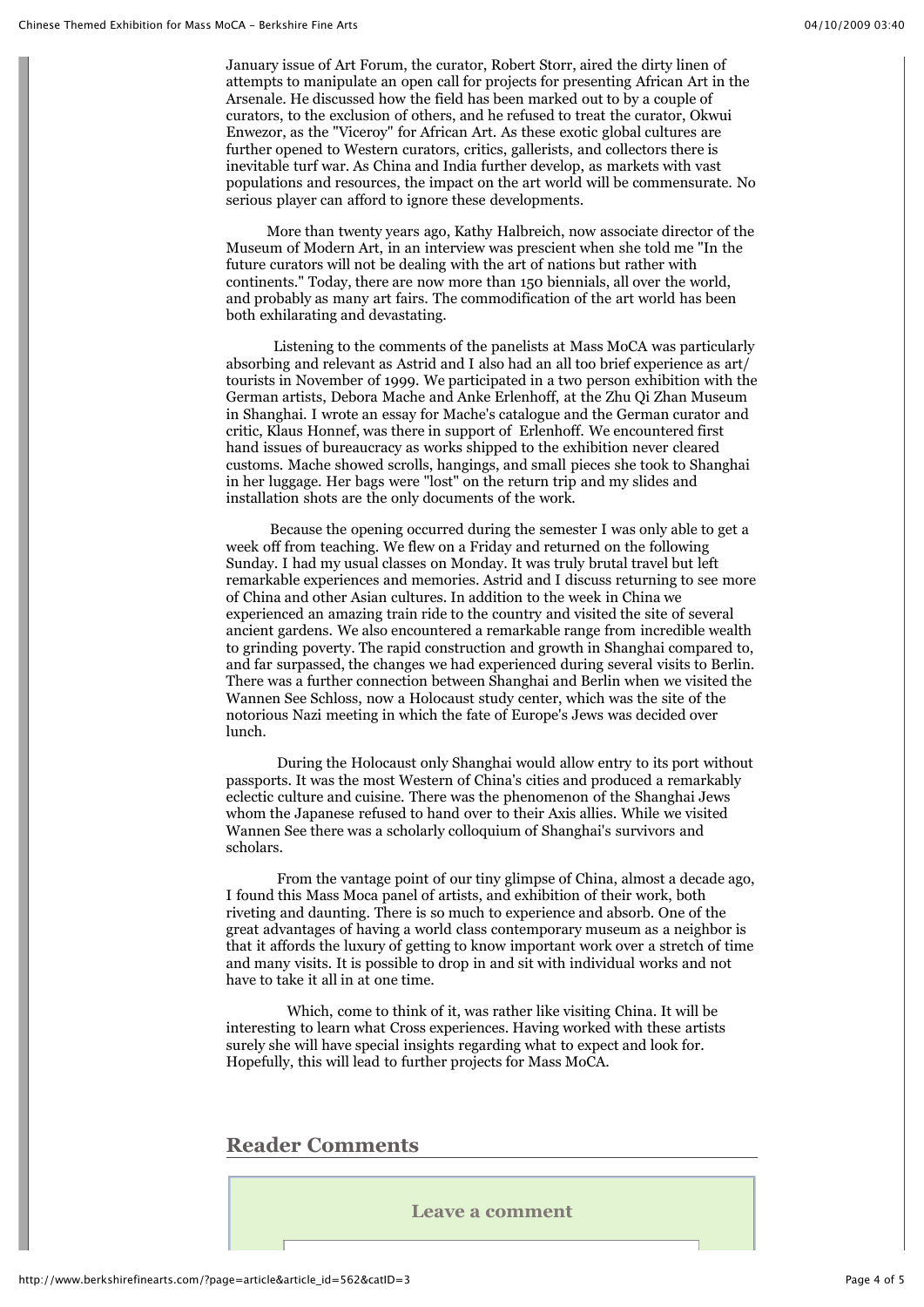January issue of Art Forum, the curator, Robert Storr, aired the dirty linen of attempts to manipulate an open call for projects for presenting African Art in the Arsenale. He discussed how the field has been marked out to by a couple of curators, to the exclusion of others, and he refused to treat the curator, Okwui Enwezor, as the "Viceroy" for African Art. As these exotic global cultures are further opened to Western curators, critics, gallerists, and collectors there is inevitable turf war. As China and India further develop, as markets with vast populations and resources, the impact on the art world will be commensurate. No serious player can afford to ignore these developments.

More than twenty years ago, Kathy Halbreich, now associate director of the Museum of Modern Art, in an interview was prescient when she told me "In the future curators will not be dealing with the art of nations but rather with continents." Today, there are now more than 150 biennials, all over the world, and probably as many art fairs. The commodification of the art world has been both exhilarating and devastating.

Listening to the comments of the panelists at Mass MoCA was particularly absorbing and relevant as Astrid and I also had an all too brief experience as art/tourists in November of 1999. We participated in a two person exhibition with the German artists, Debora Mache and Anke Erlenhoff, at the Zhu Qi Zhan Museum in Shanghai. I wrote an essay for Mache's catalogue and the German curator and critic, Klaus Honnef, was there in support of Erlenhoff. We encountered first hand issues of bureaucracy as works shipped to the exhibition never cleared customs. Mache showed scrolls, hangings, and small pieces she took to Shanghai in her luggage. Her bags were "lost" on the return trip and my slides and installation shots are the only documents of the work.

Because the opening occurred during the semester I was only able to get a week off from teaching. We flew on a Friday and returned on the following Sunday. I had my usual classes on Monday. It was truly brutal travel but left remarkable experiences and memories. Astrid and I discuss returning to see more of China and other Asian cultures. In addition to the week in China we experienced an amazing train ride to the country and visited the site of several ancient gardens. We also encountered a remarkable range from incredible wealth to grinding poverty. The rapid construction and growth in Shanghai compared to, and far surpassed, the changes we had experienced during several visits to Berlin. There was a further connection between Shanghai and Berlin when we visited the Wannen See Schloss, now a Holocaust study center, which was the site of the notorious Nazi meeting in which the fate of Europe's Jews was decided over lunch.

During the Holocaust only Shanghai would allow entry to its port without passports. It was the most Western of China's cities and produced a remarkably eclectic culture and cuisine. There was the phenomenon of the Shanghai Jews whom the Japanese refused to hand over to their Axis allies. While we visited Wannen See there was a scholarly colloquium of Shanghai's survivors and scholars.

From the vantage point of our tiny glimpse of China, almost a decade ago, I found this Mass Moca panel of artists, and exhibition of their work, both riveting and daunting. There is so much to experience and absorb. One of the great advantages of having a world class contemporary museum as a neighbor is that it affords the luxury of getting to know important work over a stretch of time and many visits. It is possible to drop in and sit with individual works and not have to take it all in at one time.

Which, come to think of it, was rather like visiting China. It will be interesting to learn what Cross experiences. Having worked with these artists surely she will have special insights regarding what to expect and look for. Hopefully, this will lead to further projects for Mass MoCA.

## Reader Comments

**Leave a comment**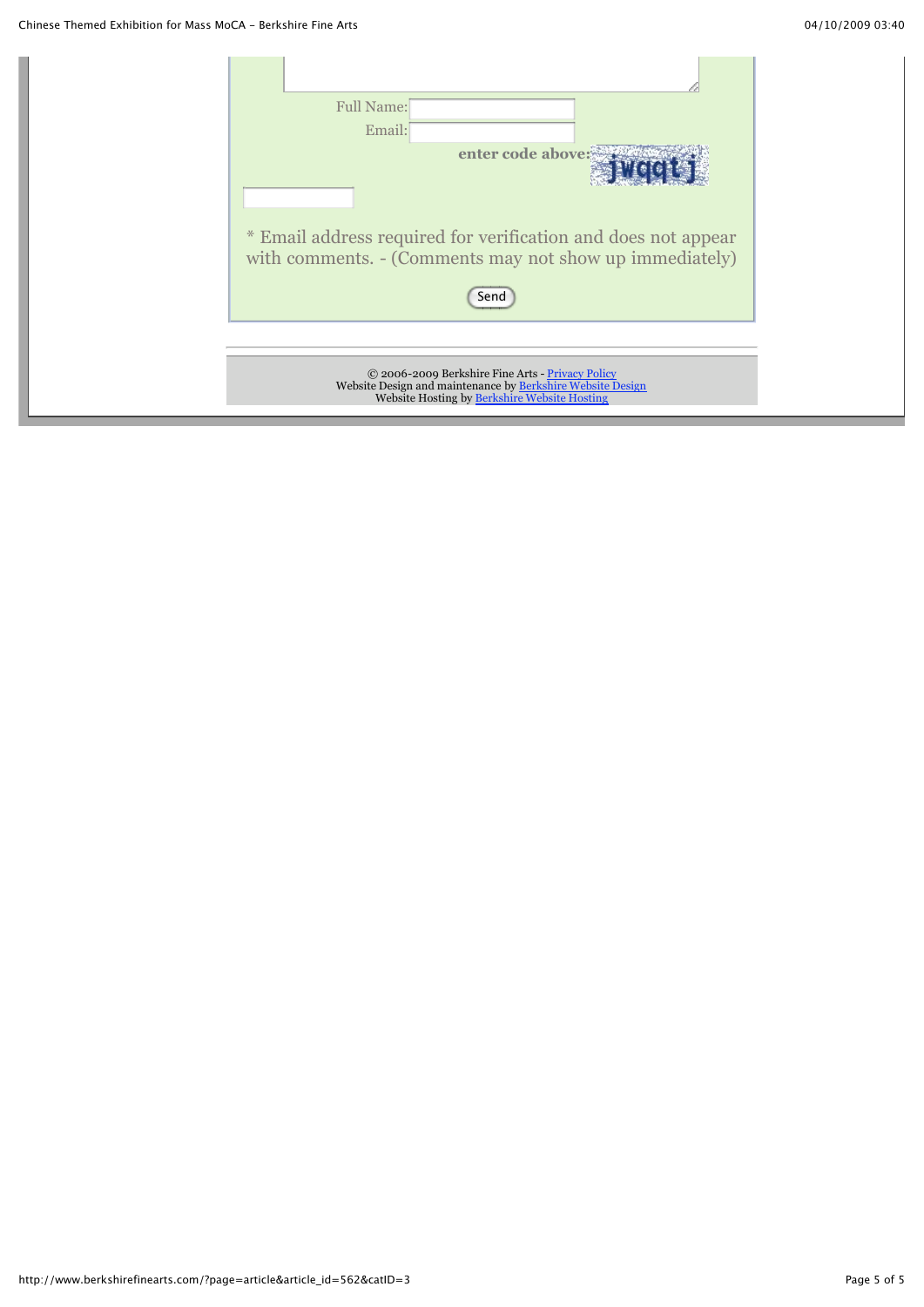Full Name:

Email:

**enter code above:**

* Email address required for verification and does not appear with comments. - (Comments may not show up immediately)

Send

© 2006-2009 Berkshire Fine Arts - Privacy Policy
Website Design and maintenance by Berkshire Website Design
Website Hosting by Berkshire Website Hosting